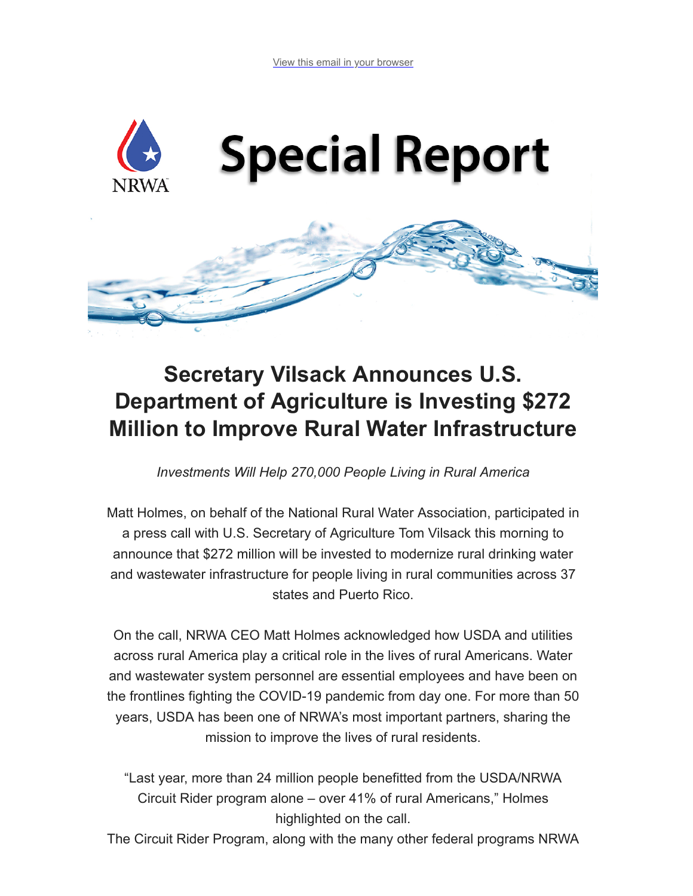View this email in your browser

NRWA

# Special Report

## Secretary Vilsack Announces U.S. Department of Agriculture is Investing $272 Million to Improve Rural Water Infrastructure

*Investments Will Help 270,000 People Living in Rural America*

Matt Holmes, on behalf of the National Rural Water Association, participated in a press call with U.S. Secretary of Agriculture Tom Vilsack this morning to announce that $272 million will be invested to modernize rural drinking water and wastewater infrastructure for people living in rural communities across 37 states and Puerto Rico.

On the call, NRWA CEO Matt Holmes acknowledged how USDA and utilities across rural America play a critical role in the lives of rural Americans. Water and wastewater system personnel are essential employees and have been on the frontlines fighting the COVID-19 pandemic from day one. For more than 50 years, USDA has been one of NRWA's most important partners, sharing the mission to improve the lives of rural residents.

"Last year, more than 24 million people benefitted from the USDA/NRWA Circuit Rider program alone – over 41% of rural Americans," Holmes highlighted on the call.

The Circuit Rider Program, along with the many other federal programs NRWA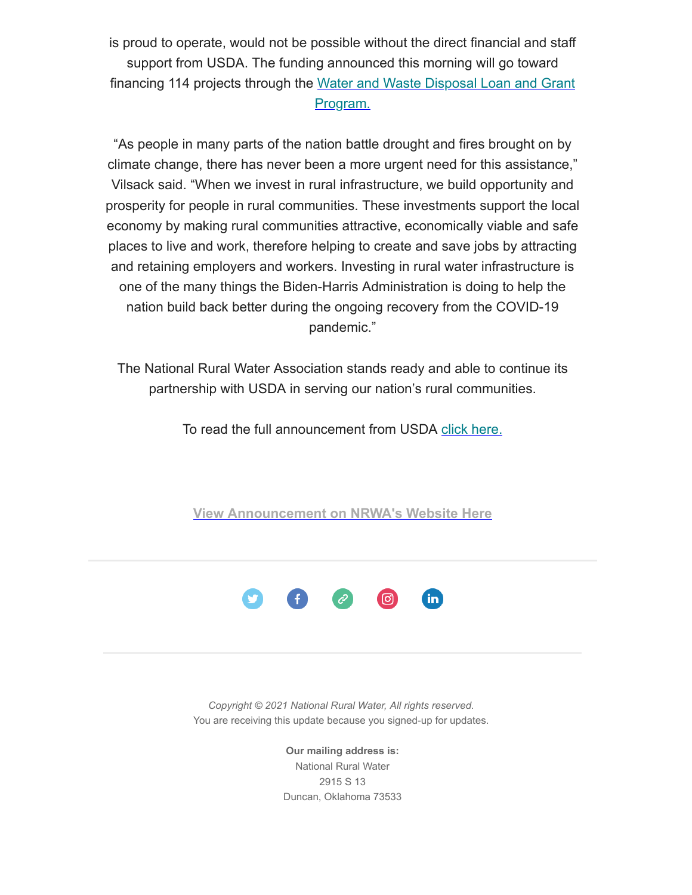is proud to operate, would not be possible without the direct financial and staff support from USDA. The funding announced this morning will go toward financing 114 projects through the Water and Waste Disposal Loan and Grant Program.

“As people in many parts of the nation battle drought and fires brought on by climate change, there has never been a more urgent need for this assistance,” Vilsack said. “When we invest in rural infrastructure, we build opportunity and prosperity for people in rural communities. These investments support the local economy by making rural communities attractive, economically viable and safe places to live and work, therefore helping to create and save jobs by attracting and retaining employers and workers. Investing in rural water infrastructure is one of the many things the Biden-Harris Administration is doing to help the nation build back better during the ongoing recovery from the COVID-19 pandemic.”

The National Rural Water Association stands ready and able to continue its partnership with USDA in serving our nation’s rural communities.

To read the full announcement from USDA click here.

**View Announcement on NRWA's Website Here**

---

*Copyright © 2021 National Rural Water, All rights reserved.*
You are receiving this update because you signed-up for updates.

**Our mailing address is:**
National Rural Water
2915 S 13
Duncan, Oklahoma 73533